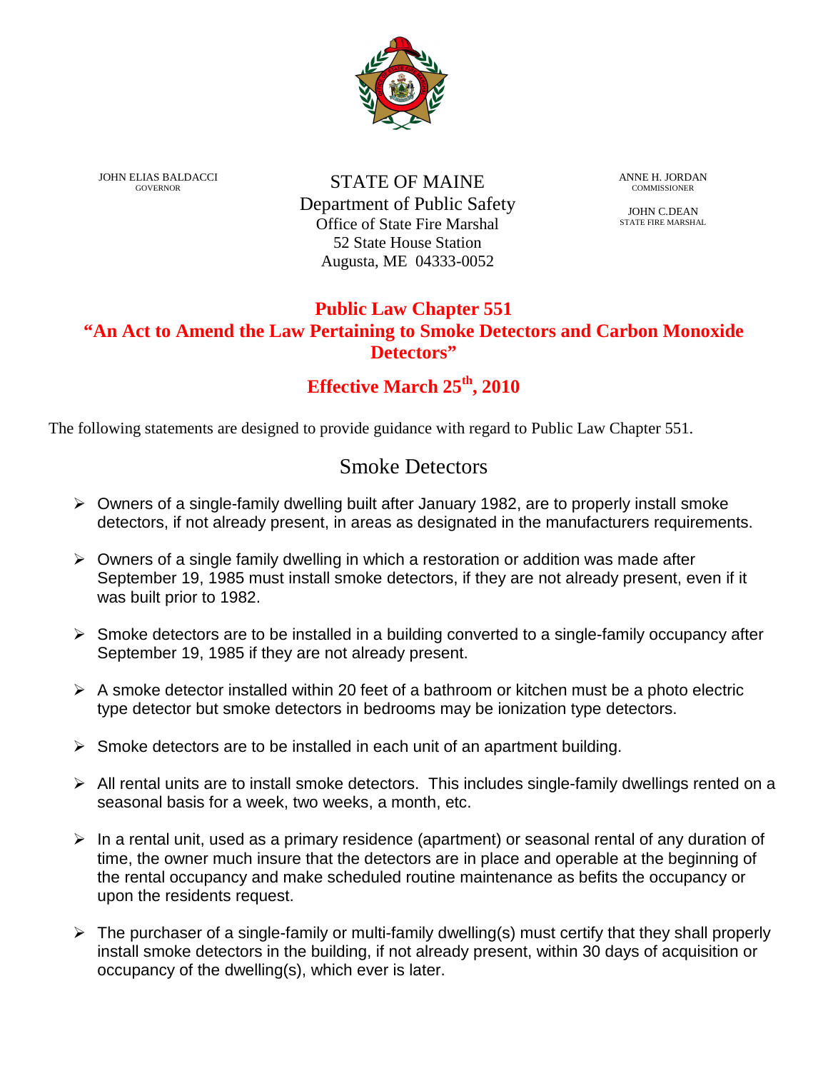JOHN ELIAS BALDACCI
GOVERNOR

STATE OF MAINE
Department of Public Safety
Office of State Fire Marshal
52 State House Station
Augusta, ME 04333-0052

ANNE H. JORDAN
COMMISSIONER

JOHN C.DEAN
STATE FIRE MARSHAL

# Public Law Chapter 551

## "An Act to Amend the Law Pertaining to Smoke Detectors and Carbon Monoxide Detectors"

## Effective March 25th, 2010

The following statements are designed to provide guidance with regard to Public Law Chapter 551.

## Smoke Detectors

- Owners of a single-family dwelling built after January 1982, are to properly install smoke detectors, if not already present, in areas as designated in the manufacturers requirements.
- Owners of a single family dwelling in which a restoration or addition was made after September 19, 1985 must install smoke detectors, if they are not already present, even if it was built prior to 1982.
- Smoke detectors are to be installed in a building converted to a single-family occupancy after September 19, 1985 if they are not already present.
- A smoke detector installed within 20 feet of a bathroom or kitchen must be a photo electric type detector but smoke detectors in bedrooms may be ionization type detectors.
- Smoke detectors are to be installed in each unit of an apartment building.
- All rental units are to install smoke detectors. This includes single-family dwellings rented on a seasonal basis for a week, two weeks, a month, etc.
- In a rental unit, used as a primary residence (apartment) or seasonal rental of any duration of time, the owner much insure that the detectors are in place and operable at the beginning of the rental occupancy and make scheduled routine maintenance as befits the occupancy or upon the residents request.
- The purchaser of a single-family or multi-family dwelling(s) must certify that they shall properly install smoke detectors in the building, if not already present, within 30 days of acquisition or occupancy of the dwelling(s), which ever is later.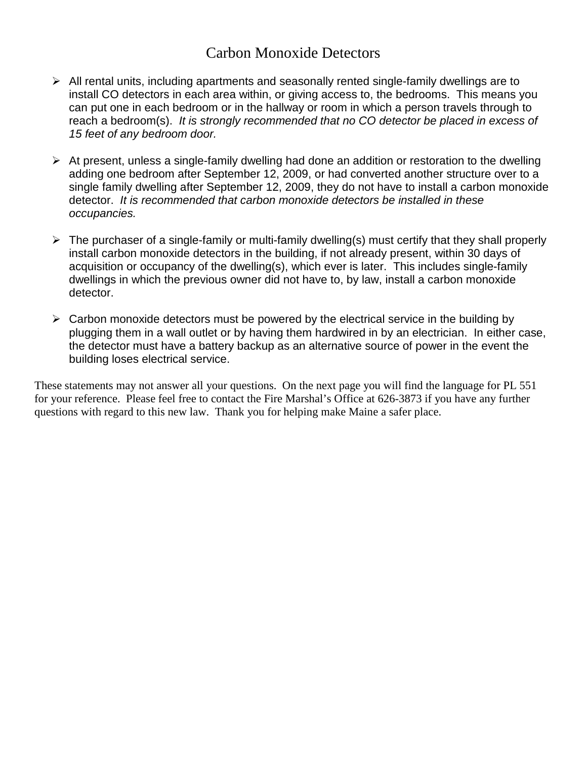# Carbon Monoxide Detectors

- All rental units, including apartments and seasonally rented single-family dwellings are to install CO detectors in each area within, or giving access to, the bedrooms. This means you can put one in each bedroom or in the hallway or room in which a person travels through to reach a bedroom(s). *It is strongly recommended that no CO detector be placed in excess of 15 feet of any bedroom door.*

- At present, unless a single-family dwelling had done an addition or restoration to the dwelling adding one bedroom after September 12, 2009, or had converted another structure over to a single family dwelling after September 12, 2009, they do not have to install a carbon monoxide detector. *It is recommended that carbon monoxide detectors be installed in these occupancies.*

- The purchaser of a single-family or multi-family dwelling(s) must certify that they shall properly install carbon monoxide detectors in the building, if not already present, within 30 days of acquisition or occupancy of the dwelling(s), which ever is later. This includes single-family dwellings in which the previous owner did not have to, by law, install a carbon monoxide detector.

- Carbon monoxide detectors must be powered by the electrical service in the building by plugging them in a wall outlet or by having them hardwired in by an electrician. In either case, the detector must have a battery backup as an alternative source of power in the event the building loses electrical service.

These statements may not answer all your questions. On the next page you will find the language for PL 551 for your reference. Please feel free to contact the Fire Marshal's Office at 626-3873 if you have any further questions with regard to this new law. Thank you for helping make Maine a safer place.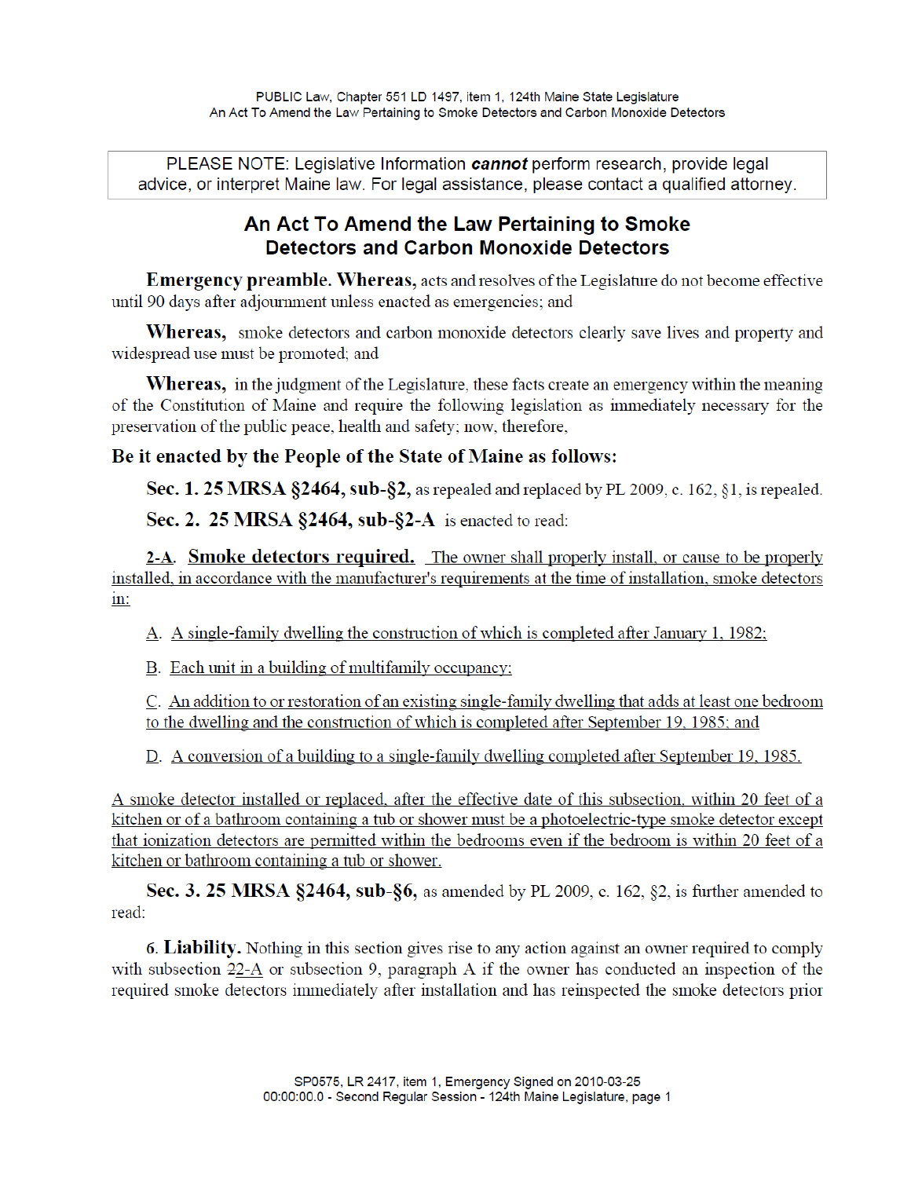PLEASE NOTE: Legislative Information ***cannot*** perform research, provide legal advice, or interpret Maine law. For legal assistance, please contact a qualified attorney.

## An Act To Amend the Law Pertaining to Smoke Detectors and Carbon Monoxide Detectors

**Emergency preamble. Whereas,** acts and resolves of the Legislature do not become effective until 90 days after adjournment unless enacted as emergencies; and

**Whereas,** smoke detectors and carbon monoxide detectors clearly save lives and property and widespread use must be promoted; and

**Whereas,** in the judgment of the Legislature, these facts create an emergency within the meaning of the Constitution of Maine and require the following legislation as immediately necessary for the preservation of the public peace, health and safety; now, therefore,

**Be it enacted by the People of the State of Maine as follows:**

**Sec. 1. 25 MRSA §2464, sub-§2,** as repealed and replaced by PL 2009, c. 162, §1, is repealed.

**Sec. 2. 25 MRSA §2464, sub-§2-A** is enacted to read:

**2-A. Smoke detectors required.** The owner shall properly install, or cause to be properly installed, in accordance with the manufacturer's requirements at the time of installation, smoke detectors in:

A. A single-family dwelling the construction of which is completed after January 1, 1982;

B. Each unit in a building of multifamily occupancy;

C. An addition to or restoration of an existing single-family dwelling that adds at least one bedroom to the dwelling and the construction of which is completed after September 19, 1985; and

D. A conversion of a building to a single-family dwelling completed after September 19, 1985.

A smoke detector installed or replaced, after the effective date of this subsection, within 20 feet of a kitchen or of a bathroom containing a tub or shower must be a photoelectric-type smoke detector except that ionization detectors are permitted within the bedrooms even if the bedroom is within 20 feet of a kitchen or bathroom containing a tub or shower.

**Sec. 3. 25 MRSA §2464, sub-§6,** as amended by PL 2009, c. 162, §2, is further amended to read:

**6. Liability.** Nothing in this section gives rise to any action against an owner required to comply with subsection 22-A or subsection 9, paragraph A if the owner has conducted an inspection of the required smoke detectors immediately after installation and has reinspected the smoke detectors prior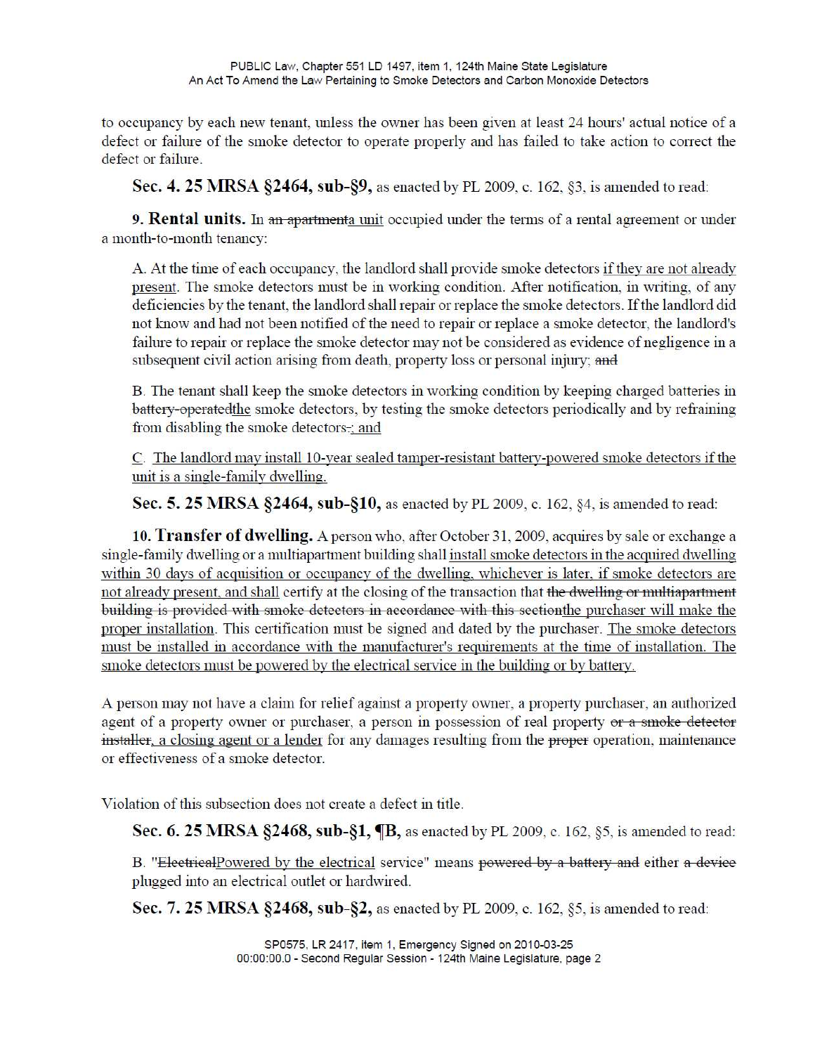to occupancy by each new tenant, unless the owner has been given at least 24 hours' actual notice of a defect or failure of the smoke detector to operate properly and has failed to take action to correct the defect or failure.

**Sec. 4. 25 MRSA §2464, sub-§9,** as enacted by PL 2009, c. 162, §3, is amended to read:

**9. Rental units.** In ~~an apartment~~<u>a unit</u> occupied under the terms of a rental agreement or under a month-to-month tenancy:

A. At the time of each occupancy, the landlord shall provide smoke detectors <u>if they are not already present</u>. The smoke detectors must be in working condition. After notification, in writing, of any deficiencies by the tenant, the landlord shall repair or replace the smoke detectors. If the landlord did not know and had not been notified of the need to repair or replace a smoke detector, the landlord's failure to repair or replace the smoke detector may not be considered as evidence of negligence in a subsequent civil action arising from death, property loss or personal injury; ~~and~~

B. The tenant shall keep the smoke detectors in working condition by keeping charged batteries in ~~battery-operated~~<u>the</u> smoke detectors, by testing the smoke detectors periodically and by refraining from disabling the smoke detectors~~.~~<u>; and</u>

<u>C. The landlord may install 10-year sealed tamper-resistant battery-powered smoke detectors if the unit is a single-family dwelling.</u>

**Sec. 5. 25 MRSA §2464, sub-§10,** as enacted by PL 2009, c. 162, §4, is amended to read:

**10. Transfer of dwelling.** A person who, after October 31, 2009, acquires by sale or exchange a single-family dwelling or a multiapartment building shall <u>install smoke detectors in the acquired dwelling within 30 days of acquisition or occupancy of the dwelling, whichever is later, if smoke detectors are not already present, and shall</u> certify at the closing of the transaction that ~~the dwelling or multiapartment building is provided with smoke detectors in accordance with this section~~<u>the purchaser will make the proper installation</u>. This certification must be signed and dated by the purchaser. <u>The smoke detectors must be installed in accordance with the manufacturer's requirements at the time of installation. The smoke detectors must be powered by the electrical service in the building or by battery.</u>

A person may not have a claim for relief against a property owner, a property purchaser, an authorized agent of a property owner or purchaser, a person in possession of real property ~~or a smoke detector installer~~<u>, a closing agent or a lender</u> for any damages resulting from the ~~proper~~ operation, maintenance or effectiveness of a smoke detector.

Violation of this subsection does not create a defect in title.

**Sec. 6. 25 MRSA §2468, sub-§1, ¶B,** as enacted by PL 2009, c. 162, §5, is amended to read:

B. "~~Electrical~~<u>Powered by the electrical</u> service" means ~~powered by a battery and~~ either ~~a device~~ plugged into an electrical outlet or hardwired.

**Sec. 7. 25 MRSA §2468, sub-§2,** as enacted by PL 2009, c. 162, §5, is amended to read: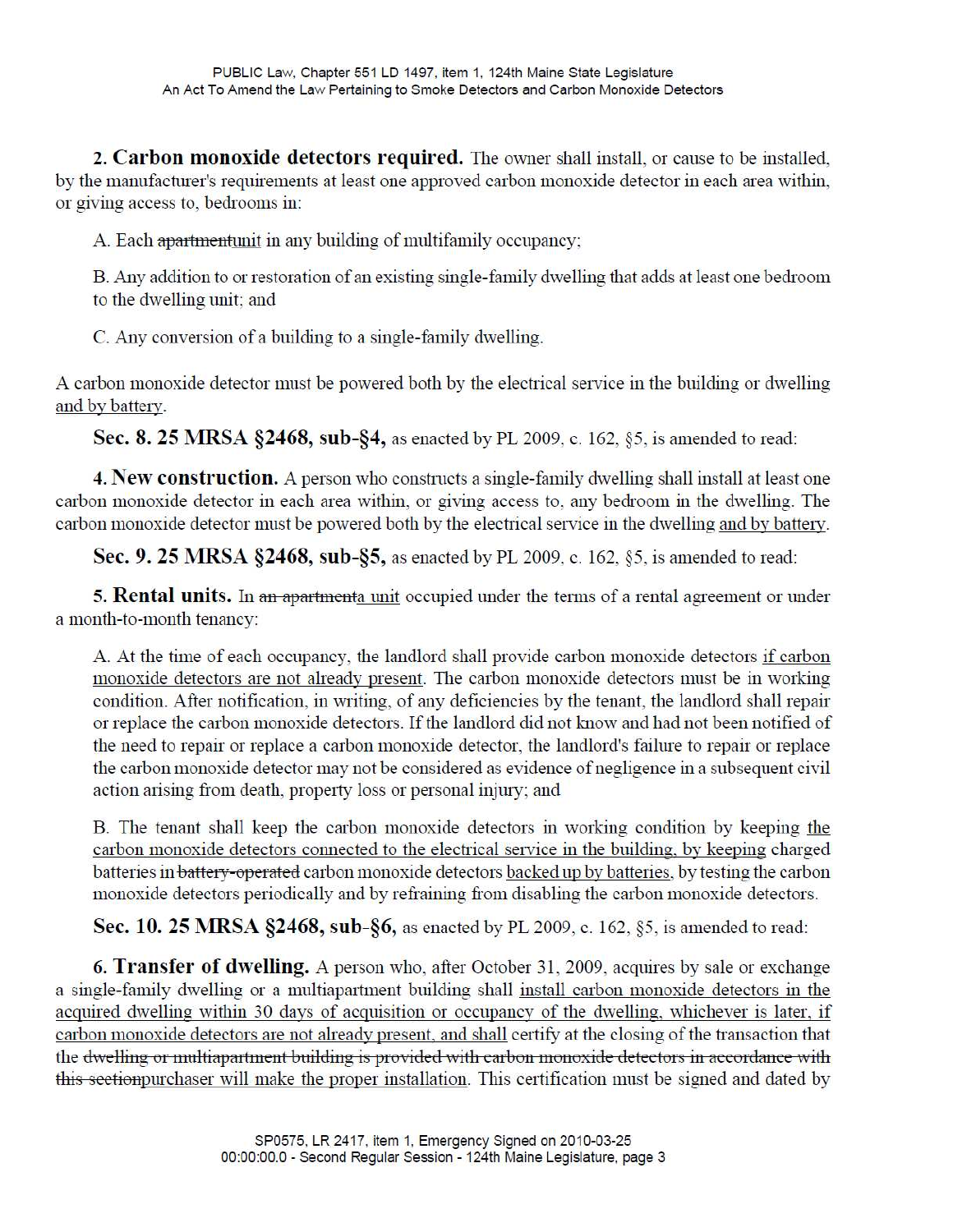**2. Carbon monoxide detectors required.** The owner shall install, or cause to be installed, by the manufacturer's requirements at least one approved carbon monoxide detector in each area within, or giving access to, bedrooms in:

A. Each ~~apartment~~unit in any building of multifamily occupancy;

B. Any addition to or restoration of an existing single-family dwelling that adds at least one bedroom to the dwelling unit; and

C. Any conversion of a building to a single-family dwelling.

A carbon monoxide detector must be powered both by the electrical service in the building or dwelling and by battery.

**Sec. 8. 25 MRSA §2468, sub-§4,** as enacted by PL 2009, c. 162, §5, is amended to read:

**4. New construction.** A person who constructs a single-family dwelling shall install at least one carbon monoxide detector in each area within, or giving access to, any bedroom in the dwelling. The carbon monoxide detector must be powered both by the electrical service in the dwelling and by battery.

**Sec. 9. 25 MRSA §2468, sub-§5,** as enacted by PL 2009, c. 162, §5, is amended to read:

**5. Rental units.** In ~~an apartment~~a unit occupied under the terms of a rental agreement or under a month-to-month tenancy:

A. At the time of each occupancy, the landlord shall provide carbon monoxide detectors if carbon monoxide detectors are not already present. The carbon monoxide detectors must be in working condition. After notification, in writing, of any deficiencies by the tenant, the landlord shall repair or replace the carbon monoxide detectors. If the landlord did not know and had not been notified of the need to repair or replace a carbon monoxide detector, the landlord's failure to repair or replace the carbon monoxide detector may not be considered as evidence of negligence in a subsequent civil action arising from death, property loss or personal injury; and

B. The tenant shall keep the carbon monoxide detectors in working condition by keeping the carbon monoxide detectors connected to the electrical service in the building, by keeping charged batteries in ~~battery-operated~~ carbon monoxide detectors backed up by batteries, by testing the carbon monoxide detectors periodically and by refraining from disabling the carbon monoxide detectors.

**Sec. 10. 25 MRSA §2468, sub-§6,** as enacted by PL 2009, c. 162, §5, is amended to read:

**6. Transfer of dwelling.** A person who, after October 31, 2009, acquires by sale or exchange a single-family dwelling or a multiapartment building shall install carbon monoxide detectors in the acquired dwelling within 30 days of acquisition or occupancy of the dwelling, whichever is later, if carbon monoxide detectors are not already present, and shall certify at the closing of the transaction that the ~~dwelling or multiapartment building is provided with carbon monoxide detectors in accordance with this section~~purchaser will make the proper installation. This certification must be signed and dated by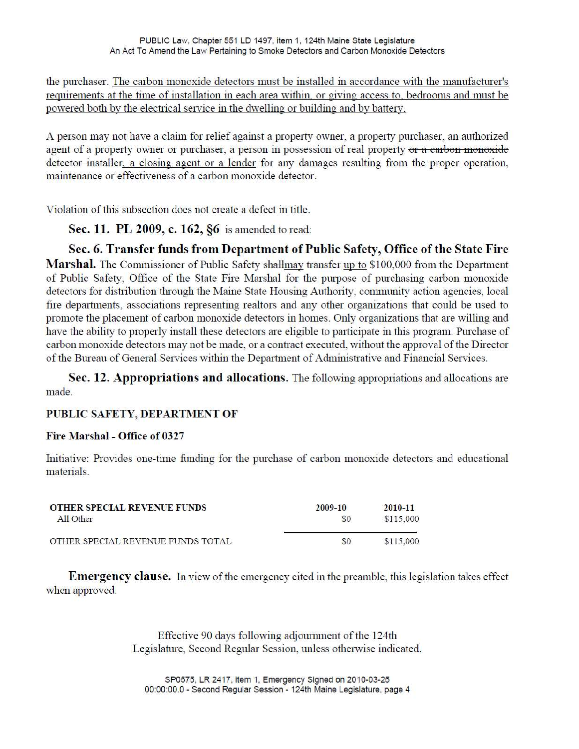the purchaser. The carbon monoxide detectors must be installed in accordance with the manufacturer's requirements at the time of installation in each area within, or giving access to, bedrooms and must be powered both by the electrical service in the dwelling or building and by battery.

A person may not have a claim for relief against a property owner, a property purchaser, an authorized agent of a property owner or purchaser, a person in possession of real property ~~or a carbon monoxide detector installer~~, a closing agent or a lender for any damages resulting from the ~~proper~~ operation, maintenance or effectiveness of a carbon monoxide detector.

Violation of this subsection does not create a defect in title.

**Sec. 11. PL 2009, c. 162, §6** is amended to read:

**Sec. 6. Transfer funds from Department of Public Safety, Office of the State Fire Marshal.** The Commissioner of Public Safety ~~shall~~may transfer up to $100,000 from the Department of Public Safety, Office of the State Fire Marshal for the purpose of purchasing carbon monoxide detectors for distribution through the Maine State Housing Authority, community action agencies, local fire departments, associations representing realtors and any other organizations that could be used to promote the placement of carbon monoxide detectors in homes. Only organizations that are willing and have the ability to properly install these detectors are eligible to participate in this program. Purchase of carbon monoxide detectors may not be made, or a contract executed, without the approval of the Director of the Bureau of General Services within the Department of Administrative and Financial Services.

**Sec. 12. Appropriations and allocations.** The following appropriations and allocations are made.

**PUBLIC SAFETY, DEPARTMENT OF**

**Fire Marshal - Office of 0327**

Initiative: Provides one-time funding for the purchase of carbon monoxide detectors and educational materials.

| OTHER SPECIAL REVENUE FUNDS | 2009-10 | 2010-11 |
|---|---|---|
| All Other | $0 | $115,000 |
| OTHER SPECIAL REVENUE FUNDS TOTAL | $0 | $115,000 |

**Emergency clause.** In view of the emergency cited in the preamble, this legislation takes effect when approved.

Effective 90 days following adjournment of the 124th Legislature, Second Regular Session, unless otherwise indicated.